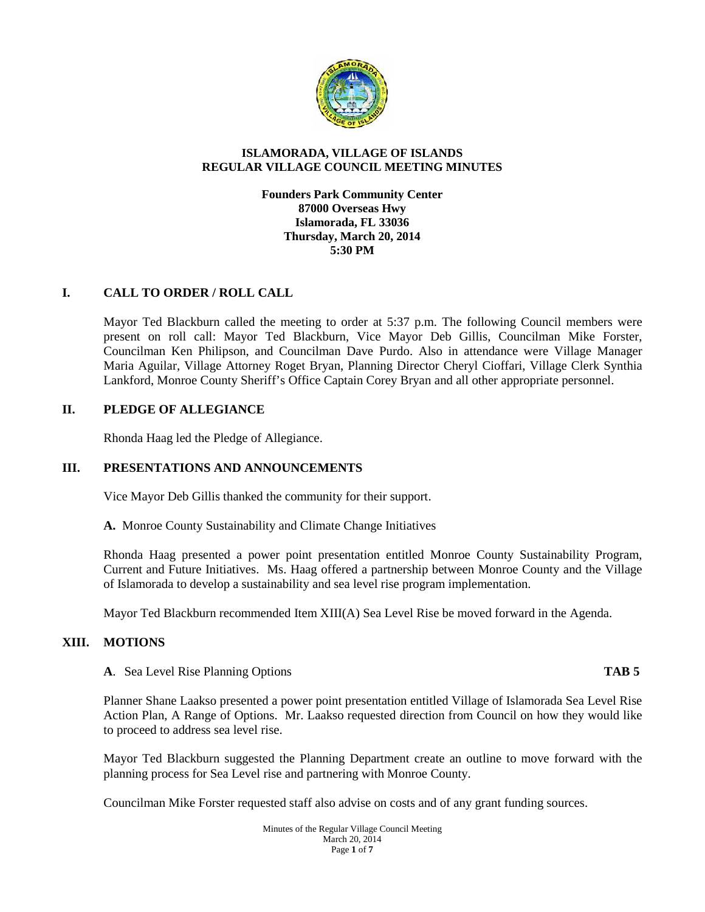# ISLAMORADA, VILLAGE OF ISLANDS
## REGULAR VILLAGE COUNCIL MEETING MINUTES

**Founders Park Community Center**
**87000 Overseas Hwy**
**Islamorada, FL 33036**
**Thursday, March 20, 2014**
**5:30 PM**

## I. CALL TO ORDER / ROLL CALL

Mayor Ted Blackburn called the meeting to order at 5:37 p.m. The following Council members were present on roll call: Mayor Ted Blackburn, Vice Mayor Deb Gillis, Councilman Mike Forster, Councilman Ken Philipson, and Councilman Dave Purdo. Also in attendance were Village Manager Maria Aguilar, Village Attorney Roget Bryan, Planning Director Cheryl Cioffari, Village Clerk Synthia Lankford, Monroe County Sheriff's Office Captain Corey Bryan and all other appropriate personnel.

## II. PLEDGE OF ALLEGIANCE

Rhonda Haag led the Pledge of Allegiance.

## III. PRESENTATIONS AND ANNOUNCEMENTS

Vice Mayor Deb Gillis thanked the community for their support.

**A.** Monroe County Sustainability and Climate Change Initiatives

Rhonda Haag presented a power point presentation entitled Monroe County Sustainability Program, Current and Future Initiatives. Ms. Haag offered a partnership between Monroe County and the Village of Islamorada to develop a sustainability and sea level rise program implementation.

Mayor Ted Blackburn recommended Item XIII(A) Sea Level Rise be moved forward in the Agenda.

## XIII. MOTIONS

**A**. Sea Level Rise Planning Options **TAB 5**

Planner Shane Laakso presented a power point presentation entitled Village of Islamorada Sea Level Rise Action Plan, A Range of Options. Mr. Laakso requested direction from Council on how they would like to proceed to address sea level rise.

Mayor Ted Blackburn suggested the Planning Department create an outline to move forward with the planning process for Sea Level rise and partnering with Monroe County.

Councilman Mike Forster requested staff also advise on costs and of any grant funding sources.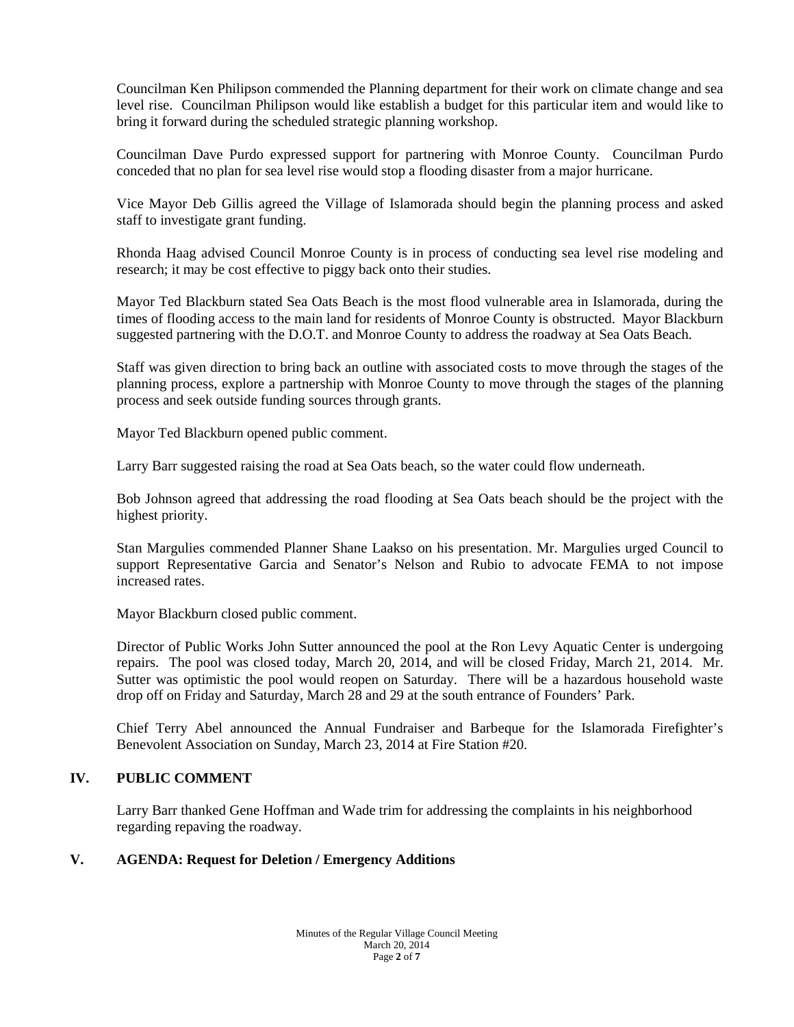Councilman Ken Philipson commended the Planning department for their work on climate change and sea level rise. Councilman Philipson would like establish a budget for this particular item and would like to bring it forward during the scheduled strategic planning workshop.

Councilman Dave Purdo expressed support for partnering with Monroe County. Councilman Purdo conceded that no plan for sea level rise would stop a flooding disaster from a major hurricane.

Vice Mayor Deb Gillis agreed the Village of Islamorada should begin the planning process and asked staff to investigate grant funding.

Rhonda Haag advised Council Monroe County is in process of conducting sea level rise modeling and research; it may be cost effective to piggy back onto their studies.

Mayor Ted Blackburn stated Sea Oats Beach is the most flood vulnerable area in Islamorada, during the times of flooding access to the main land for residents of Monroe County is obstructed. Mayor Blackburn suggested partnering with the D.O.T. and Monroe County to address the roadway at Sea Oats Beach.

Staff was given direction to bring back an outline with associated costs to move through the stages of the planning process, explore a partnership with Monroe County to move through the stages of the planning process and seek outside funding sources through grants.

Mayor Ted Blackburn opened public comment.

Larry Barr suggested raising the road at Sea Oats beach, so the water could flow underneath.

Bob Johnson agreed that addressing the road flooding at Sea Oats beach should be the project with the highest priority.

Stan Margulies commended Planner Shane Laakso on his presentation. Mr. Margulies urged Council to support Representative Garcia and Senator's Nelson and Rubio to advocate FEMA to not impose increased rates.

Mayor Blackburn closed public comment.

Director of Public Works John Sutter announced the pool at the Ron Levy Aquatic Center is undergoing repairs. The pool was closed today, March 20, 2014, and will be closed Friday, March 21, 2014. Mr. Sutter was optimistic the pool would reopen on Saturday. There will be a hazardous household waste drop off on Friday and Saturday, March 28 and 29 at the south entrance of Founders' Park.

Chief Terry Abel announced the Annual Fundraiser and Barbeque for the Islamorada Firefighter's Benevolent Association on Sunday, March 23, 2014 at Fire Station #20.

## IV. PUBLIC COMMENT

Larry Barr thanked Gene Hoffman and Wade trim for addressing the complaints in his neighborhood regarding repaving the roadway.

## V. AGENDA: Request for Deletion / Emergency Additions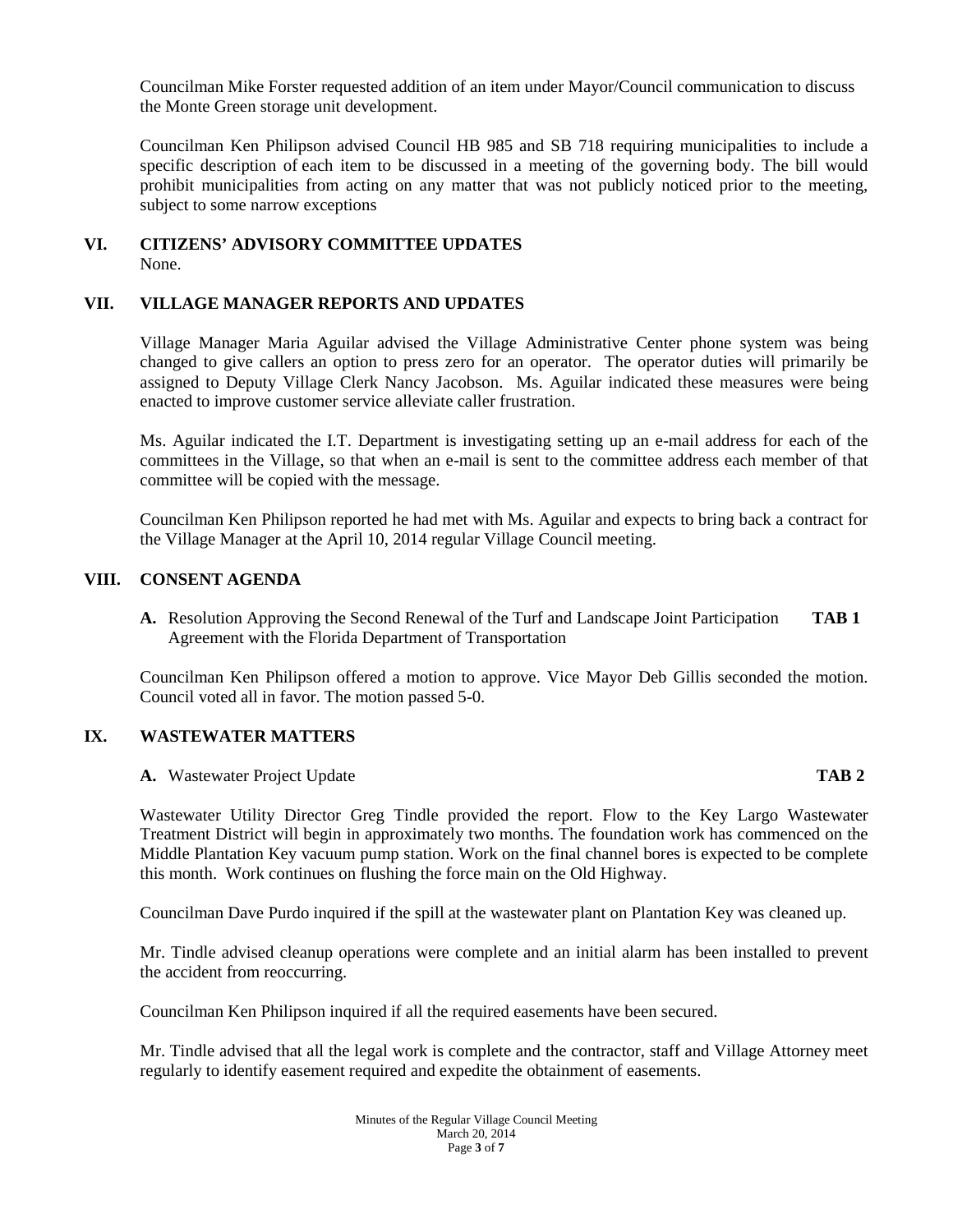Councilman Mike Forster requested addition of an item under Mayor/Council communication to discuss the Monte Green storage unit development.

Councilman Ken Philipson advised Council HB 985 and SB 718 requiring municipalities to include a specific description of each item to be discussed in a meeting of the governing body. The bill would prohibit municipalities from acting on any matter that was not publicly noticed prior to the meeting, subject to some narrow exceptions

## VI. CITIZENS' ADVISORY COMMITTEE UPDATES

None.

## VII. VILLAGE MANAGER REPORTS AND UPDATES

Village Manager Maria Aguilar advised the Village Administrative Center phone system was being changed to give callers an option to press zero for an operator. The operator duties will primarily be assigned to Deputy Village Clerk Nancy Jacobson. Ms. Aguilar indicated these measures were being enacted to improve customer service alleviate caller frustration.

Ms. Aguilar indicated the I.T. Department is investigating setting up an e-mail address for each of the committees in the Village, so that when an e-mail is sent to the committee address each member of that committee will be copied with the message.

Councilman Ken Philipson reported he had met with Ms. Aguilar and expects to bring back a contract for the Village Manager at the April 10, 2014 regular Village Council meeting.

## VIII. CONSENT AGENDA

**A.** Resolution Approving the Second Renewal of the Turf and Landscape Joint Participation Agreement with the Florida Department of Transportation **TAB 1**

Councilman Ken Philipson offered a motion to approve. Vice Mayor Deb Gillis seconded the motion. Council voted all in favor. The motion passed 5-0.

## IX. WASTEWATER MATTERS

**A.** Wastewater Project Update **TAB 2**

Wastewater Utility Director Greg Tindle provided the report. Flow to the Key Largo Wastewater Treatment District will begin in approximately two months. The foundation work has commenced on the Middle Plantation Key vacuum pump station. Work on the final channel bores is expected to be complete this month. Work continues on flushing the force main on the Old Highway.

Councilman Dave Purdo inquired if the spill at the wastewater plant on Plantation Key was cleaned up.

Mr. Tindle advised cleanup operations were complete and an initial alarm has been installed to prevent the accident from reoccurring.

Councilman Ken Philipson inquired if all the required easements have been secured.

Mr. Tindle advised that all the legal work is complete and the contractor, staff and Village Attorney meet regularly to identify easement required and expedite the obtainment of easements.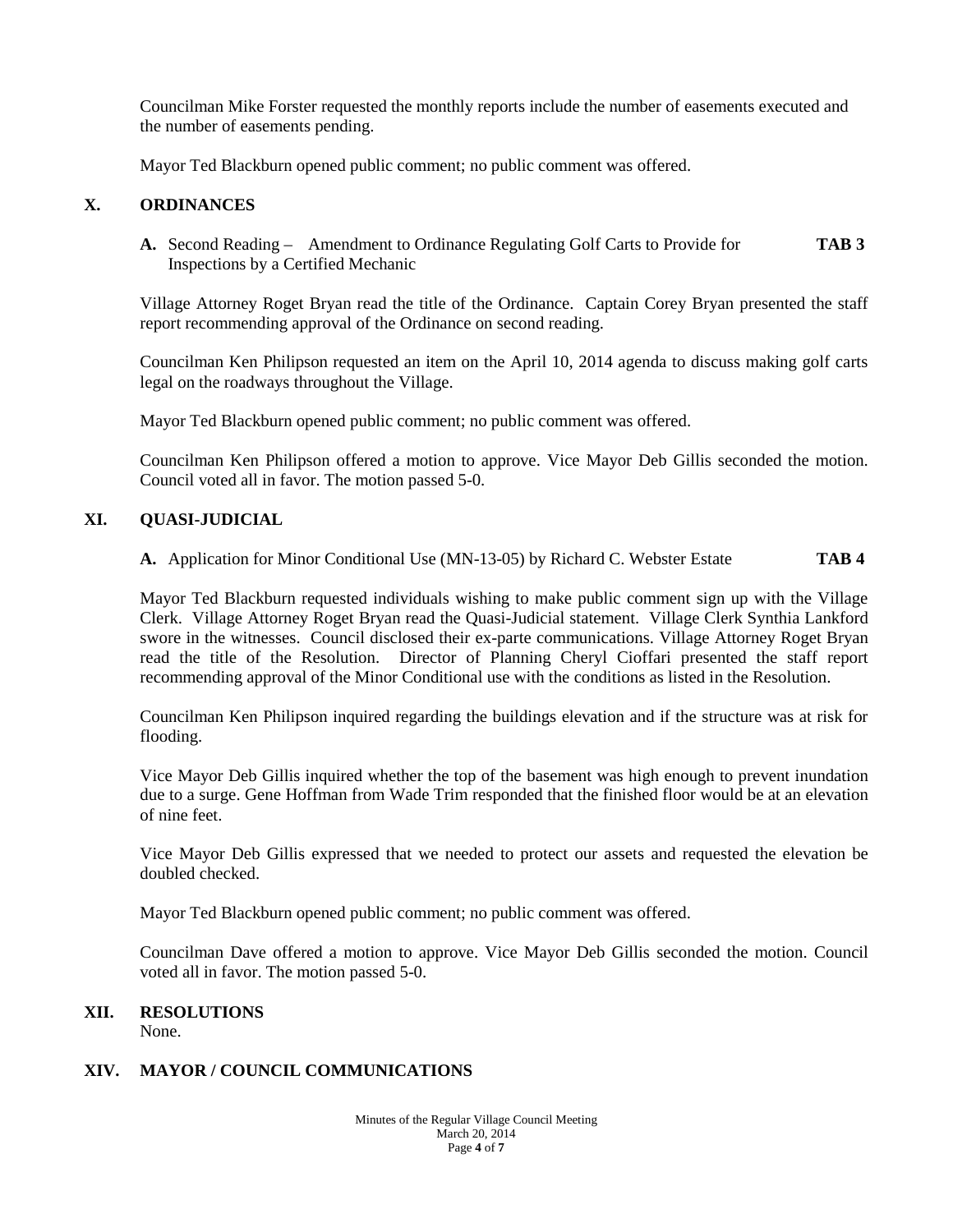Councilman Mike Forster requested the monthly reports include the number of easements executed and the number of easements pending.

Mayor Ted Blackburn opened public comment; no public comment was offered.

## X. ORDINANCES

**A.** Second Reading – Amendment to Ordinance Regulating Golf Carts to Provide for Inspections by a Certified Mechanic **TAB 3**

Village Attorney Roget Bryan read the title of the Ordinance. Captain Corey Bryan presented the staff report recommending approval of the Ordinance on second reading.

Councilman Ken Philipson requested an item on the April 10, 2014 agenda to discuss making golf carts legal on the roadways throughout the Village.

Mayor Ted Blackburn opened public comment; no public comment was offered.

Councilman Ken Philipson offered a motion to approve. Vice Mayor Deb Gillis seconded the motion. Council voted all in favor. The motion passed 5-0.

## XI. QUASI-JUDICIAL

**A.** Application for Minor Conditional Use (MN-13-05) by Richard C. Webster Estate **TAB 4**

Mayor Ted Blackburn requested individuals wishing to make public comment sign up with the Village Clerk. Village Attorney Roget Bryan read the Quasi-Judicial statement. Village Clerk Synthia Lankford swore in the witnesses. Council disclosed their ex-parte communications. Village Attorney Roget Bryan read the title of the Resolution. Director of Planning Cheryl Cioffari presented the staff report recommending approval of the Minor Conditional use with the conditions as listed in the Resolution.

Councilman Ken Philipson inquired regarding the buildings elevation and if the structure was at risk for flooding.

Vice Mayor Deb Gillis inquired whether the top of the basement was high enough to prevent inundation due to a surge. Gene Hoffman from Wade Trim responded that the finished floor would be at an elevation of nine feet.

Vice Mayor Deb Gillis expressed that we needed to protect our assets and requested the elevation be doubled checked.

Mayor Ted Blackburn opened public comment; no public comment was offered.

Councilman Dave offered a motion to approve. Vice Mayor Deb Gillis seconded the motion. Council voted all in favor. The motion passed 5-0.

## XII. RESOLUTIONS

None.

## XIV. MAYOR / COUNCIL COMMUNICATIONS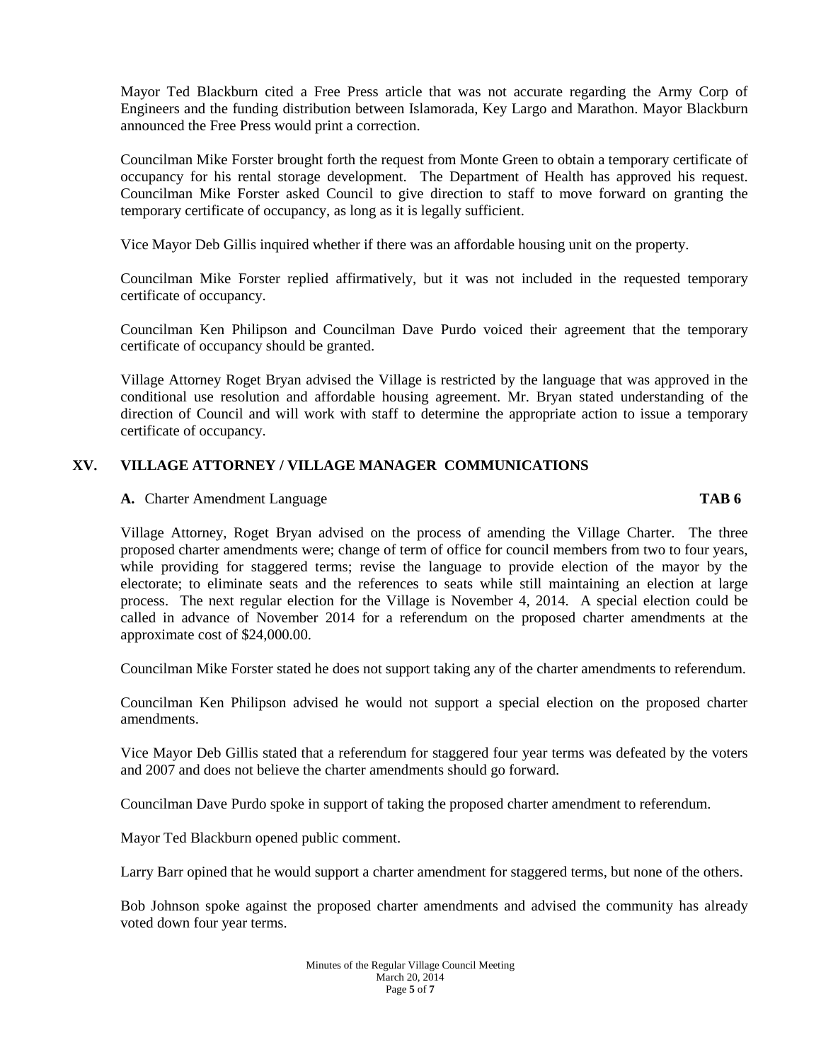Mayor Ted Blackburn cited a Free Press article that was not accurate regarding the Army Corp of Engineers and the funding distribution between Islamorada, Key Largo and Marathon. Mayor Blackburn announced the Free Press would print a correction.

Councilman Mike Forster brought forth the request from Monte Green to obtain a temporary certificate of occupancy for his rental storage development. The Department of Health has approved his request. Councilman Mike Forster asked Council to give direction to staff to move forward on granting the temporary certificate of occupancy, as long as it is legally sufficient.

Vice Mayor Deb Gillis inquired whether if there was an affordable housing unit on the property.

Councilman Mike Forster replied affirmatively, but it was not included in the requested temporary certificate of occupancy.

Councilman Ken Philipson and Councilman Dave Purdo voiced their agreement that the temporary certificate of occupancy should be granted.

Village Attorney Roget Bryan advised the Village is restricted by the language that was approved in the conditional use resolution and affordable housing agreement. Mr. Bryan stated understanding of the direction of Council and will work with staff to determine the appropriate action to issue a temporary certificate of occupancy.

## XV. VILLAGE ATTORNEY / VILLAGE MANAGER COMMUNICATIONS

**A.** Charter Amendment Language **TAB 6**

Village Attorney, Roget Bryan advised on the process of amending the Village Charter. The three proposed charter amendments were; change of term of office for council members from two to four years, while providing for staggered terms; revise the language to provide election of the mayor by the electorate; to eliminate seats and the references to seats while still maintaining an election at large process. The next regular election for the Village is November 4, 2014. A special election could be called in advance of November 2014 for a referendum on the proposed charter amendments at the approximate cost of $24,000.00.

Councilman Mike Forster stated he does not support taking any of the charter amendments to referendum.

Councilman Ken Philipson advised he would not support a special election on the proposed charter amendments.

Vice Mayor Deb Gillis stated that a referendum for staggered four year terms was defeated by the voters and 2007 and does not believe the charter amendments should go forward.

Councilman Dave Purdo spoke in support of taking the proposed charter amendment to referendum.

Mayor Ted Blackburn opened public comment.

Larry Barr opined that he would support a charter amendment for staggered terms, but none of the others.

Bob Johnson spoke against the proposed charter amendments and advised the community has already voted down four year terms.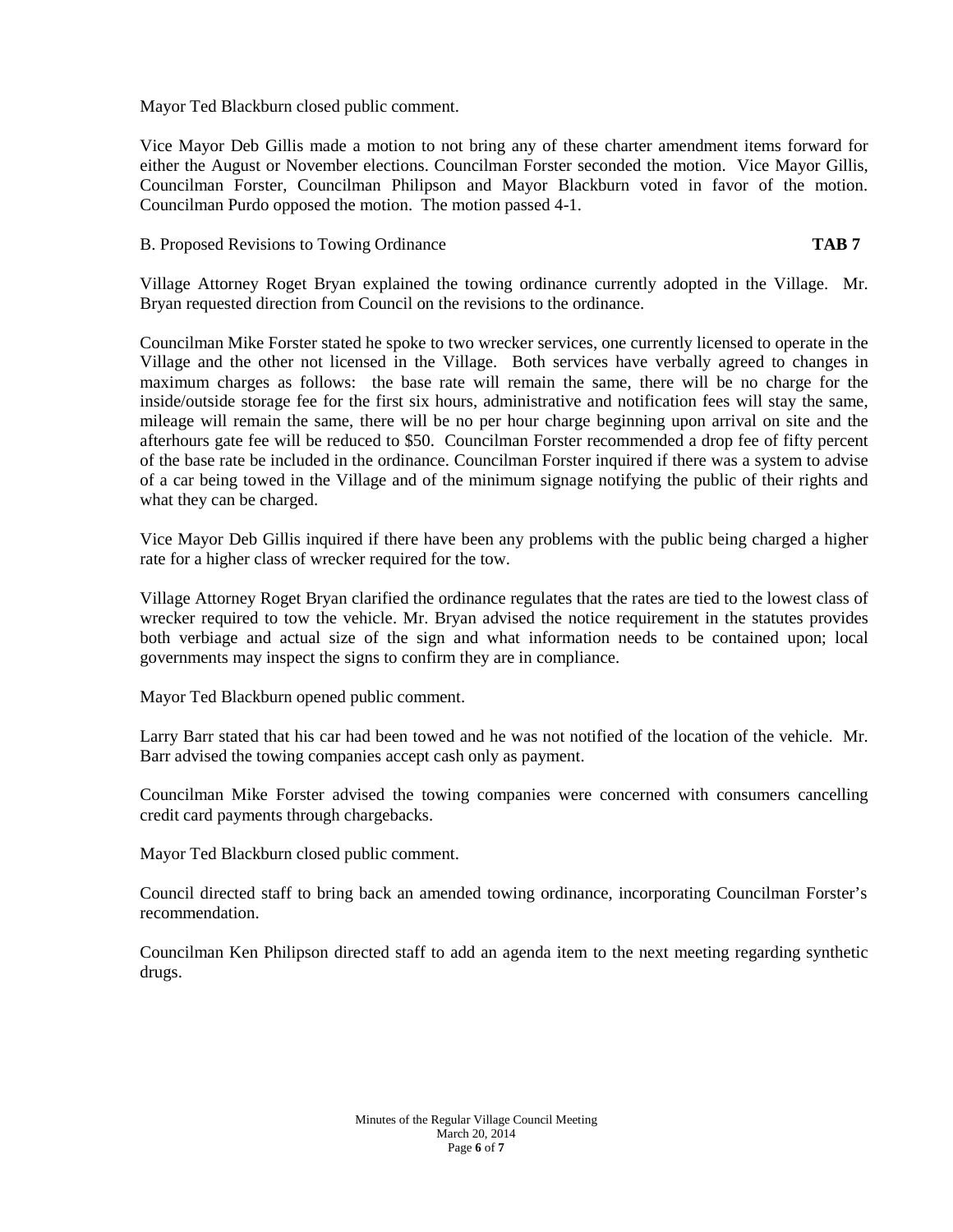Mayor Ted Blackburn closed public comment.

Vice Mayor Deb Gillis made a motion to not bring any of these charter amendment items forward for either the August or November elections. Councilman Forster seconded the motion. Vice Mayor Gillis, Councilman Forster, Councilman Philipson and Mayor Blackburn voted in favor of the motion. Councilman Purdo opposed the motion. The motion passed 4-1.

B. Proposed Revisions to Towing Ordinance **TAB 7**

Village Attorney Roget Bryan explained the towing ordinance currently adopted in the Village. Mr. Bryan requested direction from Council on the revisions to the ordinance.

Councilman Mike Forster stated he spoke to two wrecker services, one currently licensed to operate in the Village and the other not licensed in the Village. Both services have verbally agreed to changes in maximum charges as follows: the base rate will remain the same, there will be no charge for the inside/outside storage fee for the first six hours, administrative and notification fees will stay the same, mileage will remain the same, there will be no per hour charge beginning upon arrival on site and the afterhours gate fee will be reduced to $50. Councilman Forster recommended a drop fee of fifty percent of the base rate be included in the ordinance. Councilman Forster inquired if there was a system to advise of a car being towed in the Village and of the minimum signage notifying the public of their rights and what they can be charged.

Vice Mayor Deb Gillis inquired if there have been any problems with the public being charged a higher rate for a higher class of wrecker required for the tow.

Village Attorney Roget Bryan clarified the ordinance regulates that the rates are tied to the lowest class of wrecker required to tow the vehicle. Mr. Bryan advised the notice requirement in the statutes provides both verbiage and actual size of the sign and what information needs to be contained upon; local governments may inspect the signs to confirm they are in compliance.

Mayor Ted Blackburn opened public comment.

Larry Barr stated that his car had been towed and he was not notified of the location of the vehicle. Mr. Barr advised the towing companies accept cash only as payment.

Councilman Mike Forster advised the towing companies were concerned with consumers cancelling credit card payments through chargebacks.

Mayor Ted Blackburn closed public comment.

Council directed staff to bring back an amended towing ordinance, incorporating Councilman Forster's recommendation.

Councilman Ken Philipson directed staff to add an agenda item to the next meeting regarding synthetic drugs.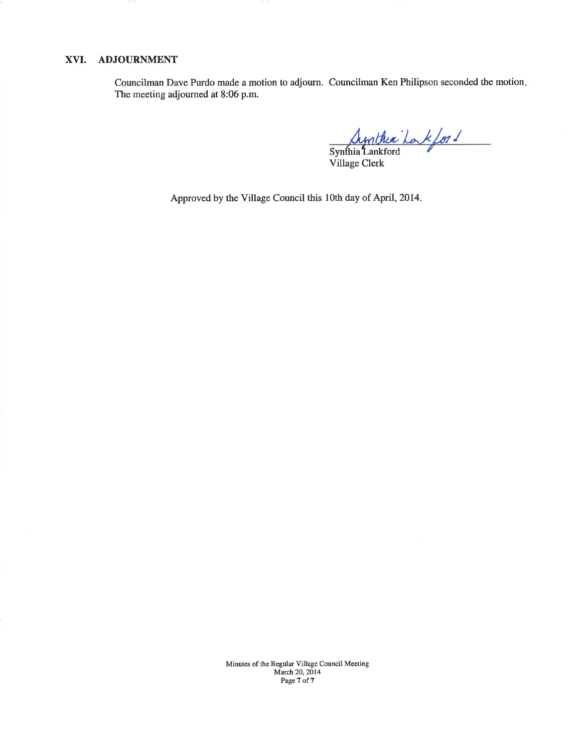## XVI. ADJOURNMENT

Councilman Dave Purdo made a motion to adjourn. Councilman Ken Philipson seconded the motion. The meeting adjourned at 8:06 p.m.

Synthia Lankford
Village Clerk

Approved by the Village Council this 10th day of April, 2014.